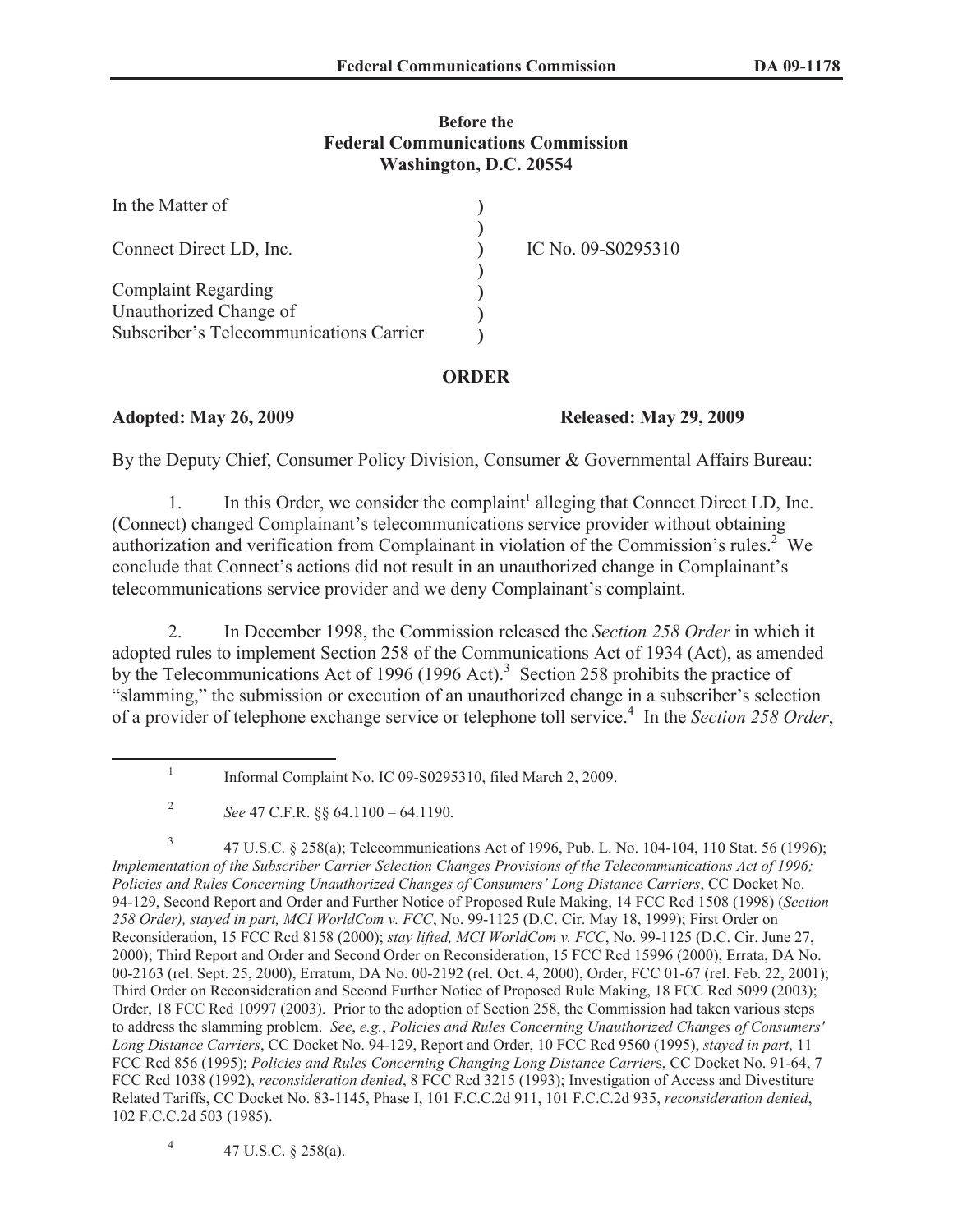**Before the**
**Federal Communications Commission**
**Washington, D.C. 20554**

| | | |
|---|---|---|
| In the Matter of | ) | |
| | ) | |
| Connect Direct LD, Inc. | ) | IC No. 09-S0295310 |
| | ) | |
| Complaint Regarding | ) | |
| Unauthorized Change of | ) | |
| Subscriber's Telecommunications Carrier | ) | |

## ORDER

**Adopted: May 26, 2009** **Released: May 29, 2009**

By the Deputy Chief, Consumer Policy Division, Consumer & Governmental Affairs Bureau:

1. In this Order, we consider the complaint[1] alleging that Connect Direct LD, Inc. (Connect) changed Complainant's telecommunications service provider without obtaining authorization and verification from Complainant in violation of the Commission's rules.[2] We conclude that Connect's actions did not result in an unauthorized change in Complainant's telecommunications service provider and we deny Complainant's complaint.

2. In December 1998, the Commission released the *Section 258 Order* in which it adopted rules to implement Section 258 of the Communications Act of 1934 (Act), as amended by the Telecommunications Act of 1996 (1996 Act).[3] Section 258 prohibits the practice of "slamming," the submission or execution of an unauthorized change in a subscriber's selection of a provider of telephone exchange service or telephone toll service.[4] In the *Section 258 Order*,

---

[1] Informal Complaint No. IC 09-S0295310, filed March 2, 2009.

[2] *See* 47 C.F.R. §§ 64.1100 – 64.1190.

[3] 47 U.S.C. § 258(a); Telecommunications Act of 1996, Pub. L. No. 104-104, 110 Stat. 56 (1996); *Implementation of the Subscriber Carrier Selection Changes Provisions of the Telecommunications Act of 1996; Policies and Rules Concerning Unauthorized Changes of Consumers' Long Distance Carriers*, CC Docket No. 94-129, Second Report and Order and Further Notice of Proposed Rule Making, 14 FCC Rcd 1508 (1998) (*Section 258 Order), stayed in part, MCI WorldCom v. FCC*, No. 99-1125 (D.C. Cir. May 18, 1999); First Order on Reconsideration, 15 FCC Rcd 8158 (2000); *stay lifted, MCI WorldCom v. FCC*, No. 99-1125 (D.C. Cir. June 27, 2000); Third Report and Order and Second Order on Reconsideration, 15 FCC Rcd 15996 (2000), Errata, DA No. 00-2163 (rel. Sept. 25, 2000), Erratum, DA No. 00-2192 (rel. Oct. 4, 2000), Order, FCC 01-67 (rel. Feb. 22, 2001); Third Order on Reconsideration and Second Further Notice of Proposed Rule Making, 18 FCC Rcd 5099 (2003); Order, 18 FCC Rcd 10997 (2003). Prior to the adoption of Section 258, the Commission had taken various steps to address the slamming problem. *See*, *e.g.*, *Policies and Rules Concerning Unauthorized Changes of Consumers' Long Distance Carriers*, CC Docket No. 94-129, Report and Order, 10 FCC Rcd 9560 (1995), *stayed in part*, 11 FCC Rcd 856 (1995); *Policies and Rules Concerning Changing Long Distance Carrier*s, CC Docket No. 91-64, 7 FCC Rcd 1038 (1992), *reconsideration denied*, 8 FCC Rcd 3215 (1993); Investigation of Access and Divestiture Related Tariffs, CC Docket No. 83-1145, Phase I, 101 F.C.C.2d 911, 101 F.C.C.2d 935, *reconsideration denied*, 102 F.C.C.2d 503 (1985).

[4] 47 U.S.C. § 258(a).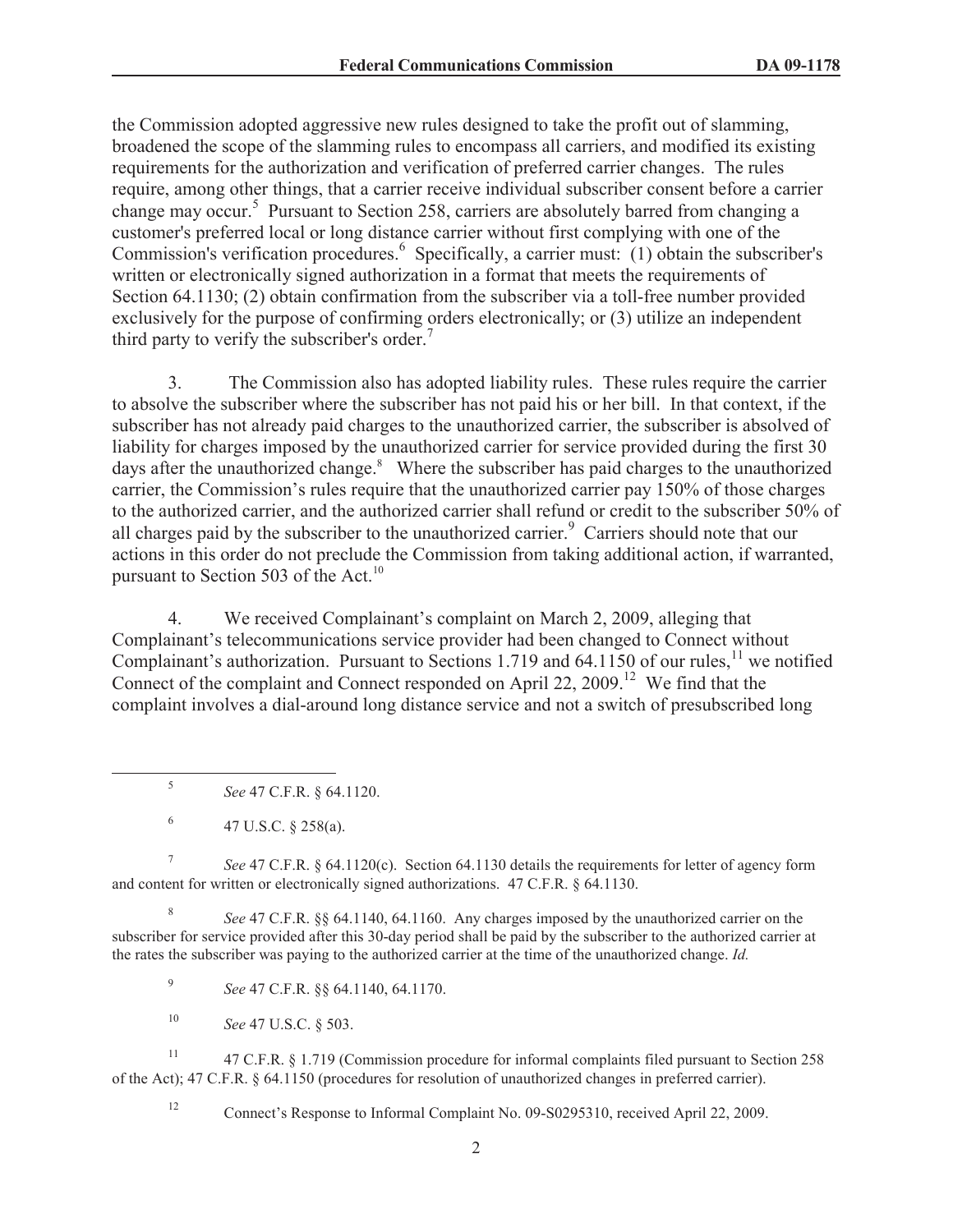the Commission adopted aggressive new rules designed to take the profit out of slamming, broadened the scope of the slamming rules to encompass all carriers, and modified its existing requirements for the authorization and verification of preferred carrier changes. The rules require, among other things, that a carrier receive individual subscriber consent before a carrier change may occur.[5] Pursuant to Section 258, carriers are absolutely barred from changing a customer's preferred local or long distance carrier without first complying with one of the Commission's verification procedures.[6] Specifically, a carrier must: (1) obtain the subscriber's written or electronically signed authorization in a format that meets the requirements of Section 64.1130; (2) obtain confirmation from the subscriber via a toll-free number provided exclusively for the purpose of confirming orders electronically; or (3) utilize an independent third party to verify the subscriber's order.[7]

3. The Commission also has adopted liability rules. These rules require the carrier to absolve the subscriber where the subscriber has not paid his or her bill. In that context, if the subscriber has not already paid charges to the unauthorized carrier, the subscriber is absolved of liability for charges imposed by the unauthorized carrier for service provided during the first 30 days after the unauthorized change.[8] Where the subscriber has paid charges to the unauthorized carrier, the Commission's rules require that the unauthorized carrier pay 150% of those charges to the authorized carrier, and the authorized carrier shall refund or credit to the subscriber 50% of all charges paid by the subscriber to the unauthorized carrier.[9] Carriers should note that our actions in this order do not preclude the Commission from taking additional action, if warranted, pursuant to Section 503 of the Act.[10]

4. We received Complainant's complaint on March 2, 2009, alleging that Complainant's telecommunications service provider had been changed to Connect without Complainant's authorization. Pursuant to Sections 1.719 and 64.1150 of our rules,[11] we notified Connect of the complaint and Connect responded on April 22, 2009.[12] We find that the complaint involves a dial-around long distance service and not a switch of presubscribed long

---

[5] *See* 47 C.F.R. § 64.1120.

[6] 47 U.S.C. § 258(a).

[7] *See* 47 C.F.R. § 64.1120(c). Section 64.1130 details the requirements for letter of agency form and content for written or electronically signed authorizations. 47 C.F.R. § 64.1130.

[8] *See* 47 C.F.R. §§ 64.1140, 64.1160. Any charges imposed by the unauthorized carrier on the subscriber for service provided after this 30-day period shall be paid by the subscriber to the authorized carrier at the rates the subscriber was paying to the authorized carrier at the time of the unauthorized change. *Id.*

[9] *See* 47 C.F.R. §§ 64.1140, 64.1170.

[10] *See* 47 U.S.C. § 503.

[11] 47 C.F.R. § 1.719 (Commission procedure for informal complaints filed pursuant to Section 258 of the Act); 47 C.F.R. § 64.1150 (procedures for resolution of unauthorized changes in preferred carrier).

[12] Connect's Response to Informal Complaint No. 09-S0295310, received April 22, 2009.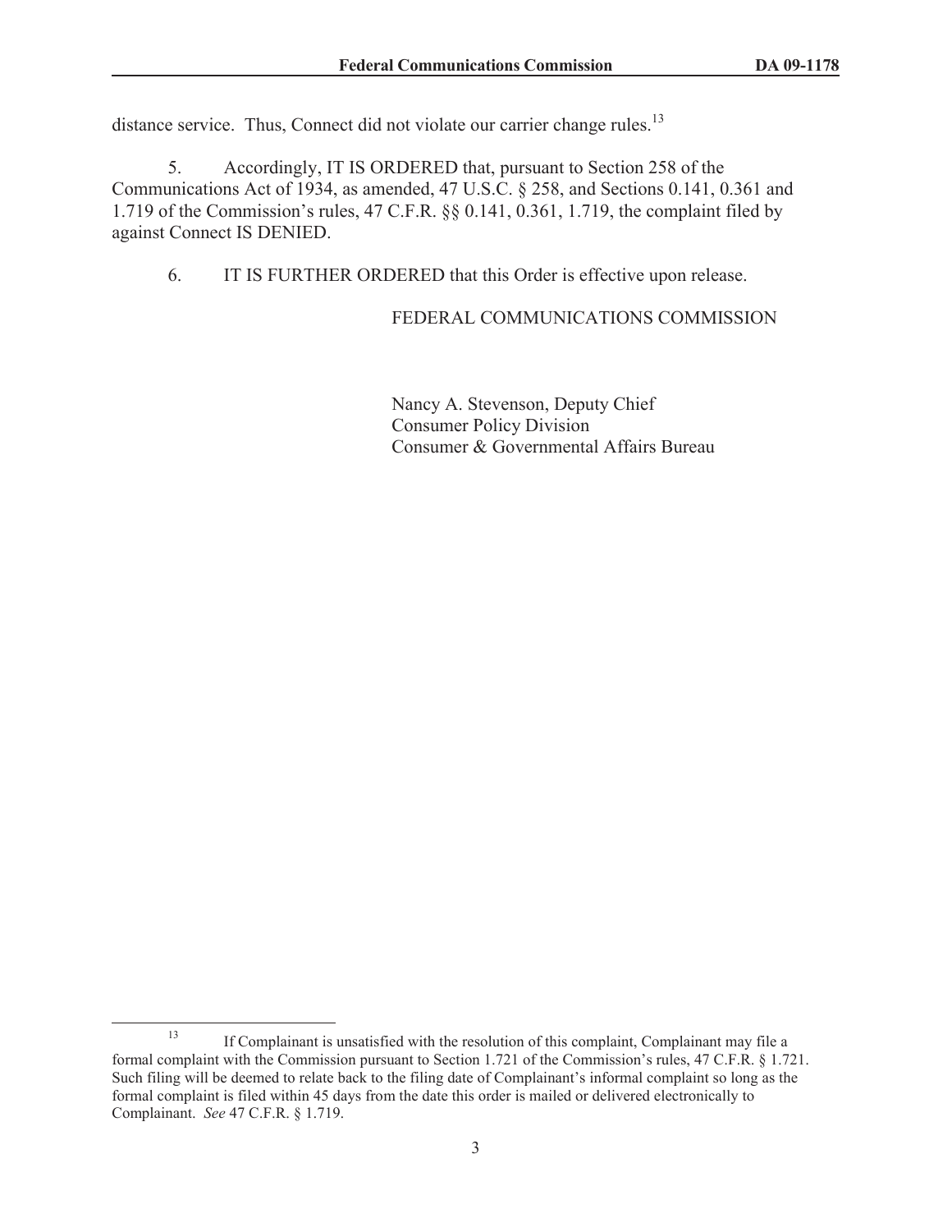distance service. Thus, Connect did not violate our carrier change rules.[13]

5. Accordingly, IT IS ORDERED that, pursuant to Section 258 of the Communications Act of 1934, as amended, 47 U.S.C. § 258, and Sections 0.141, 0.361 and 1.719 of the Commission's rules, 47 C.F.R. §§ 0.141, 0.361, 1.719, the complaint filed by against Connect IS DENIED.

6. IT IS FURTHER ORDERED that this Order is effective upon release.

FEDERAL COMMUNICATIONS COMMISSION

Nancy A. Stevenson, Deputy Chief
Consumer Policy Division
Consumer & Governmental Affairs Bureau

---

[13] If Complainant is unsatisfied with the resolution of this complaint, Complainant may file a formal complaint with the Commission pursuant to Section 1.721 of the Commission's rules, 47 C.F.R. § 1.721. Such filing will be deemed to relate back to the filing date of Complainant's informal complaint so long as the formal complaint is filed within 45 days from the date this order is mailed or delivered electronically to Complainant. *See* 47 C.F.R. § 1.719.